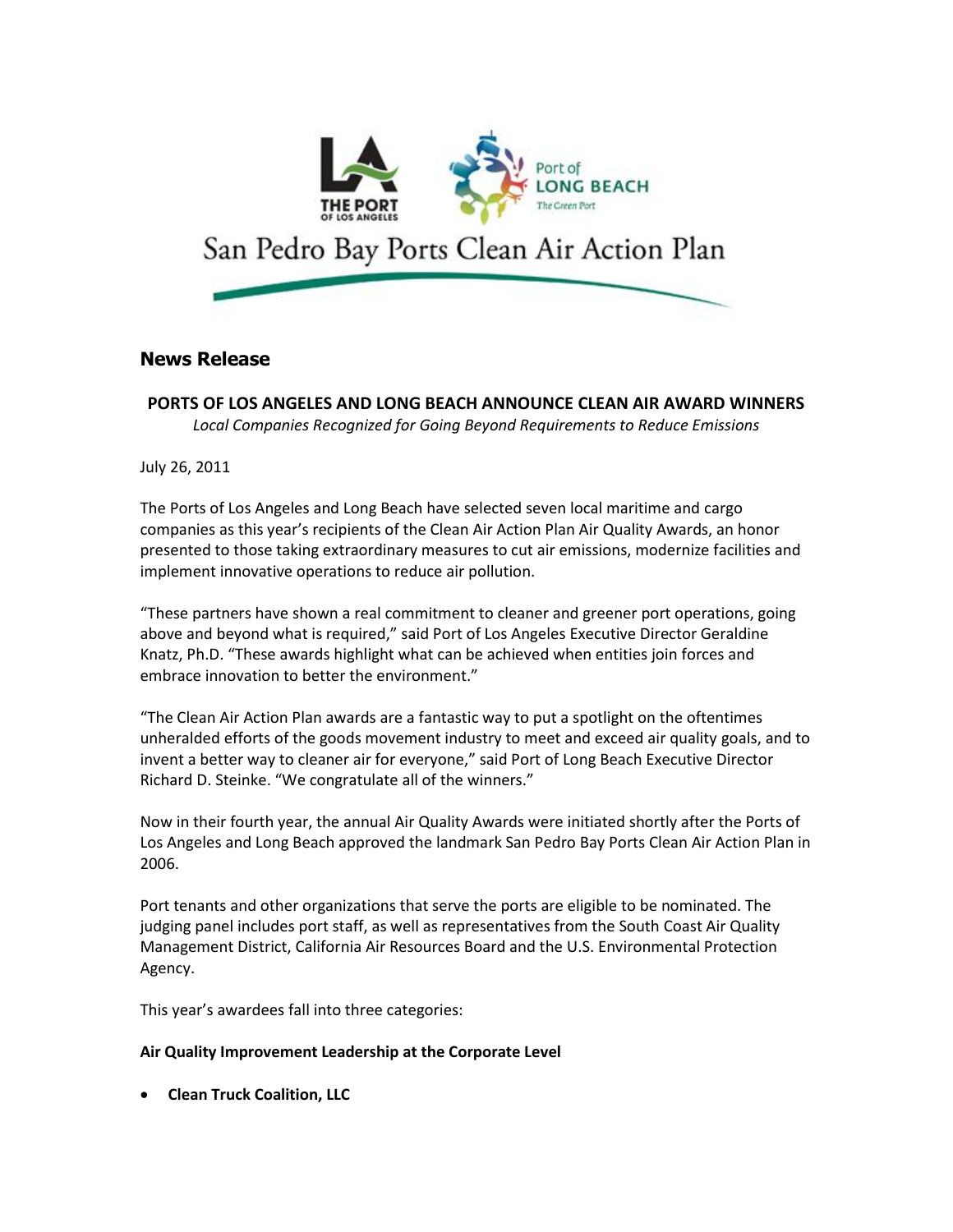San Pedro Bay Ports Clean Air Action Plan

## News Release

### PORTS OF LOS ANGELES AND LONG BEACH ANNOUNCE CLEAN AIR AWARD WINNERS

*Local Companies Recognized for Going Beyond Requirements to Reduce Emissions*

July 26, 2011

The Ports of Los Angeles and Long Beach have selected seven local maritime and cargo companies as this year's recipients of the Clean Air Action Plan Air Quality Awards, an honor presented to those taking extraordinary measures to cut air emissions, modernize facilities and implement innovative operations to reduce air pollution.

"These partners have shown a real commitment to cleaner and greener port operations, going above and beyond what is required," said Port of Los Angeles Executive Director Geraldine Knatz, Ph.D. "These awards highlight what can be achieved when entities join forces and embrace innovation to better the environment."

"The Clean Air Action Plan awards are a fantastic way to put a spotlight on the oftentimes unheralded efforts of the goods movement industry to meet and exceed air quality goals, and to invent a better way to cleaner air for everyone," said Port of Long Beach Executive Director Richard D. Steinke. "We congratulate all of the winners."

Now in their fourth year, the annual Air Quality Awards were initiated shortly after the Ports of Los Angeles and Long Beach approved the landmark San Pedro Bay Ports Clean Air Action Plan in 2006.

Port tenants and other organizations that serve the ports are eligible to be nominated. The judging panel includes port staff, as well as representatives from the South Coast Air Quality Management District, California Air Resources Board and the U.S. Environmental Protection Agency.

This year's awardees fall into three categories:

**Air Quality Improvement Leadership at the Corporate Level**

- **Clean Truck Coalition, LLC**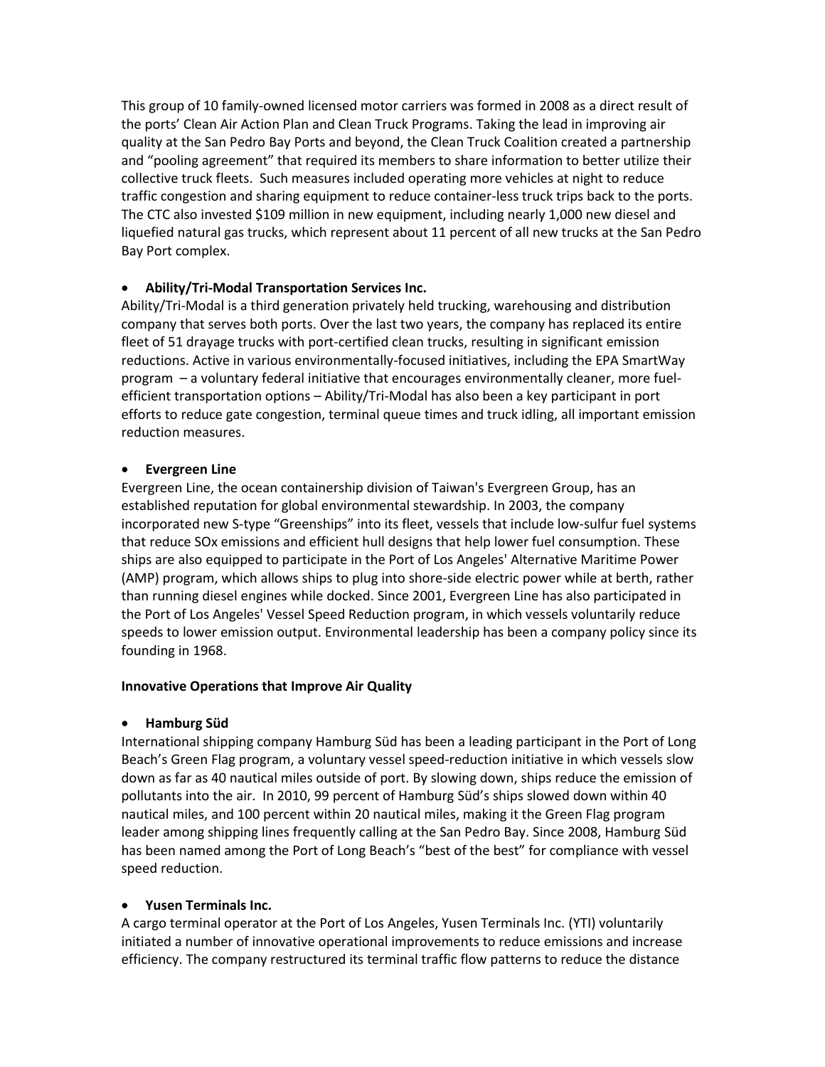This group of 10 family-owned licensed motor carriers was formed in 2008 as a direct result of the ports' Clean Air Action Plan and Clean Truck Programs. Taking the lead in improving air quality at the San Pedro Bay Ports and beyond, the Clean Truck Coalition created a partnership and "pooling agreement" that required its members to share information to better utilize their collective truck fleets. Such measures included operating more vehicles at night to reduce traffic congestion and sharing equipment to reduce container-less truck trips back to the ports. The CTC also invested $109 million in new equipment, including nearly 1,000 new diesel and liquefied natural gas trucks, which represent about 11 percent of all new trucks at the San Pedro Bay Port complex.

- **Ability/Tri-Modal Transportation Services Inc.**

Ability/Tri-Modal is a third generation privately held trucking, warehousing and distribution company that serves both ports. Over the last two years, the company has replaced its entire fleet of 51 drayage trucks with port-certified clean trucks, resulting in significant emission reductions. Active in various environmentally-focused initiatives, including the EPA SmartWay program – a voluntary federal initiative that encourages environmentally cleaner, more fuel-efficient transportation options – Ability/Tri-Modal has also been a key participant in port efforts to reduce gate congestion, terminal queue times and truck idling, all important emission reduction measures.

- **Evergreen Line**

Evergreen Line, the ocean containership division of Taiwan's Evergreen Group, has an established reputation for global environmental stewardship. In 2003, the company incorporated new S-type "Greenships" into its fleet, vessels that include low-sulfur fuel systems that reduce SOx emissions and efficient hull designs that help lower fuel consumption. These ships are also equipped to participate in the Port of Los Angeles' Alternative Maritime Power (AMP) program, which allows ships to plug into shore-side electric power while at berth, rather than running diesel engines while docked. Since 2001, Evergreen Line has also participated in the Port of Los Angeles' Vessel Speed Reduction program, in which vessels voluntarily reduce speeds to lower emission output. Environmental leadership has been a company policy since its founding in 1968.

**Innovative Operations that Improve Air Quality**

- **Hamburg Süd**

International shipping company Hamburg Süd has been a leading participant in the Port of Long Beach's Green Flag program, a voluntary vessel speed-reduction initiative in which vessels slow down as far as 40 nautical miles outside of port. By slowing down, ships reduce the emission of pollutants into the air. In 2010, 99 percent of Hamburg Süd's ships slowed down within 40 nautical miles, and 100 percent within 20 nautical miles, making it the Green Flag program leader among shipping lines frequently calling at the San Pedro Bay. Since 2008, Hamburg Süd has been named among the Port of Long Beach's "best of the best" for compliance with vessel speed reduction.

- **Yusen Terminals Inc.**

A cargo terminal operator at the Port of Los Angeles, Yusen Terminals Inc. (YTI) voluntarily initiated a number of innovative operational improvements to reduce emissions and increase efficiency. The company restructured its terminal traffic flow patterns to reduce the distance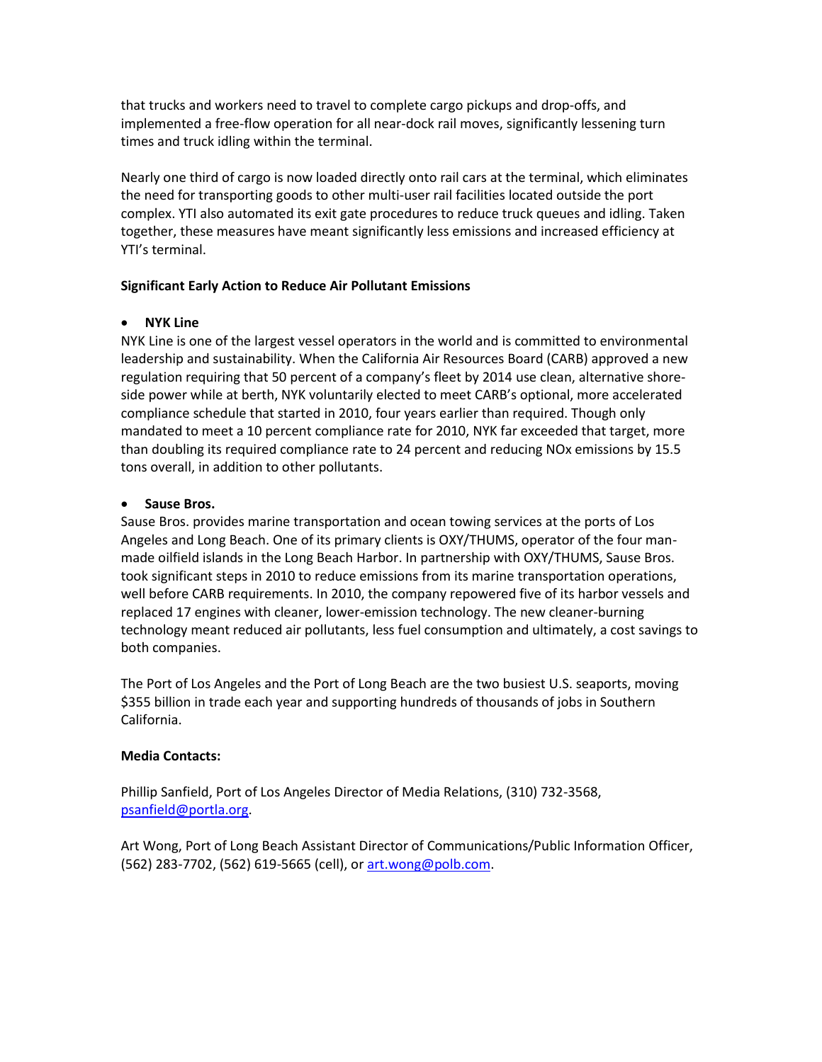that trucks and workers need to travel to complete cargo pickups and drop-offs, and implemented a free-flow operation for all near-dock rail moves, significantly lessening turn times and truck idling within the terminal.

Nearly one third of cargo is now loaded directly onto rail cars at the terminal, which eliminates the need for transporting goods to other multi-user rail facilities located outside the port complex. YTI also automated its exit gate procedures to reduce truck queues and idling. Taken together, these measures have meant significantly less emissions and increased efficiency at YTI's terminal.

**Significant Early Action to Reduce Air Pollutant Emissions**

- **NYK Line**

NYK Line is one of the largest vessel operators in the world and is committed to environmental leadership and sustainability. When the California Air Resources Board (CARB) approved a new regulation requiring that 50 percent of a company's fleet by 2014 use clean, alternative shore-side power while at berth, NYK voluntarily elected to meet CARB's optional, more accelerated compliance schedule that started in 2010, four years earlier than required. Though only mandated to meet a 10 percent compliance rate for 2010, NYK far exceeded that target, more than doubling its required compliance rate to 24 percent and reducing NOx emissions by 15.5 tons overall, in addition to other pollutants.

- **Sause Bros.**

Sause Bros. provides marine transportation and ocean towing services at the ports of Los Angeles and Long Beach. One of its primary clients is OXY/THUMS, operator of the four man-made oilfield islands in the Long Beach Harbor. In partnership with OXY/THUMS, Sause Bros. took significant steps in 2010 to reduce emissions from its marine transportation operations, well before CARB requirements. In 2010, the company repowered five of its harbor vessels and replaced 17 engines with cleaner, lower-emission technology. The new cleaner-burning technology meant reduced air pollutants, less fuel consumption and ultimately, a cost savings to both companies.

The Port of Los Angeles and the Port of Long Beach are the two busiest U.S. seaports, moving $355 billion in trade each year and supporting hundreds of thousands of jobs in Southern California.

**Media Contacts:**

Phillip Sanfield, Port of Los Angeles Director of Media Relations, (310) 732-3568, psanfield@portla.org.

Art Wong, Port of Long Beach Assistant Director of Communications/Public Information Officer, (562) 283-7702, (562) 619-5665 (cell), or art.wong@polb.com.